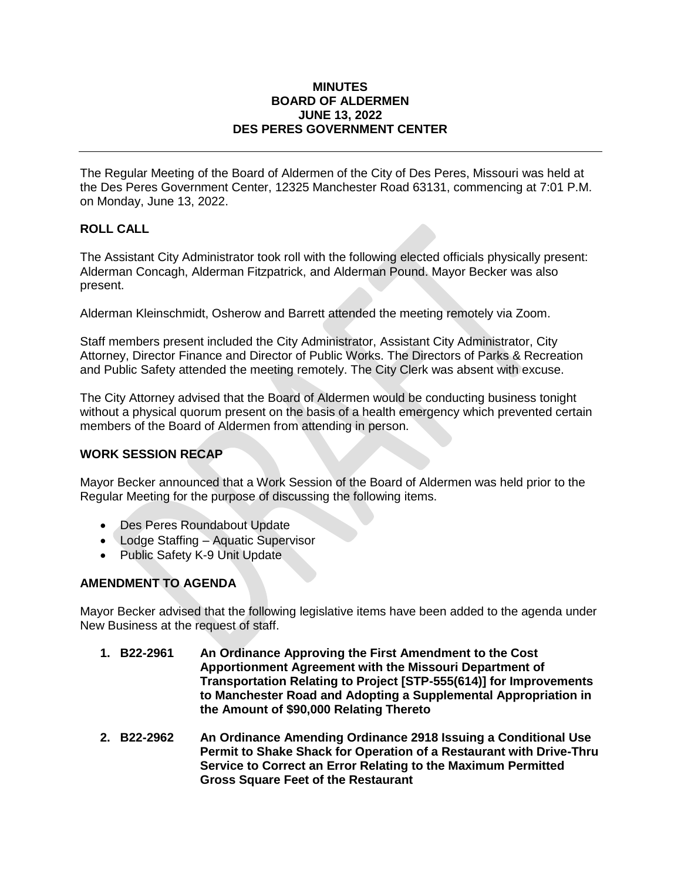# MINUTES
# BOARD OF ALDERMEN
# JUNE 13, 2022
# DES PERES GOVERNMENT CENTER

---

The Regular Meeting of the Board of Aldermen of the City of Des Peres, Missouri was held at the Des Peres Government Center, 12325 Manchester Road 63131, commencing at 7:01 P.M. on Monday, June 13, 2022.

## ROLL CALL

The Assistant City Administrator took roll with the following elected officials physically present: Alderman Concagh, Alderman Fitzpatrick, and Alderman Pound. Mayor Becker was also present.

Alderman Kleinschmidt, Osherow and Barrett attended the meeting remotely via Zoom.

Staff members present included the City Administrator, Assistant City Administrator, City Attorney, Director Finance and Director of Public Works. The Directors of Parks & Recreation and Public Safety attended the meeting remotely. The City Clerk was absent with excuse.

The City Attorney advised that the Board of Aldermen would be conducting business tonight without a physical quorum present on the basis of a health emergency which prevented certain members of the Board of Aldermen from attending in person.

## WORK SESSION RECAP

Mayor Becker announced that a Work Session of the Board of Aldermen was held prior to the Regular Meeting for the purpose of discussing the following items.

- Des Peres Roundabout Update
- Lodge Staffing – Aquatic Supervisor
- Public Safety K-9 Unit Update

## AMENDMENT TO AGENDA

Mayor Becker advised that the following legislative items have been added to the agenda under New Business at the request of staff.

1. **B22-2961 An Ordinance Approving the First Amendment to the Cost Apportionment Agreement with the Missouri Department of Transportation Relating to Project [STP-555(614)] for Improvements to Manchester Road and Adopting a Supplemental Appropriation in the Amount of $90,000 Relating Thereto**

2. **B22-2962 An Ordinance Amending Ordinance 2918 Issuing a Conditional Use Permit to Shake Shack for Operation of a Restaurant with Drive-Thru Service to Correct an Error Relating to the Maximum Permitted Gross Square Feet of the Restaurant**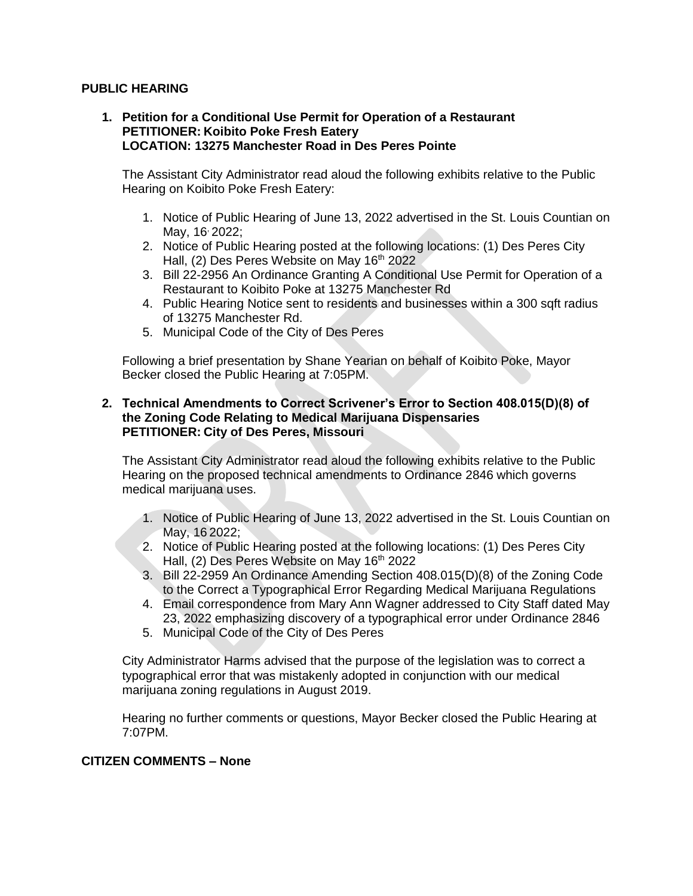**PUBLIC HEARING**

1. **Petition for a Conditional Use Permit for Operation of a Restaurant**
   **PETITIONER: Koibito Poke Fresh Eatery**
   **LOCATION: 13275 Manchester Road in Des Peres Pointe**

   The Assistant City Administrator read aloud the following exhibits relative to the Public Hearing on Koibito Poke Fresh Eatery:

   1. Notice of Public Hearing of June 13, 2022 advertised in the St. Louis Countian on May, 16, 2022;
   2. Notice of Public Hearing posted at the following locations: (1) Des Peres City Hall, (2) Des Peres Website on May 16th 2022
   3. Bill 22-2956 An Ordinance Granting A Conditional Use Permit for Operation of a Restaurant to Koibito Poke at 13275 Manchester Rd
   4. Public Hearing Notice sent to residents and businesses within a 300 sqft radius of 13275 Manchester Rd.
   5. Municipal Code of the City of Des Peres

   Following a brief presentation by Shane Yearian on behalf of Koibito Poke, Mayor Becker closed the Public Hearing at 7:05PM.

2. **Technical Amendments to Correct Scrivener's Error to Section 408.015(D)(8) of the Zoning Code Relating to Medical Marijuana Dispensaries**
   **PETITIONER: City of Des Peres, Missouri**

   The Assistant City Administrator read aloud the following exhibits relative to the Public Hearing on the proposed technical amendments to Ordinance 2846 which governs medical marijuana uses.

   1. Notice of Public Hearing of June 13, 2022 advertised in the St. Louis Countian on May, 16 2022;
   2. Notice of Public Hearing posted at the following locations: (1) Des Peres City Hall, (2) Des Peres Website on May 16th 2022
   3. Bill 22-2959 An Ordinance Amending Section 408.015(D)(8) of the Zoning Code to the Correct a Typographical Error Regarding Medical Marijuana Regulations
   4. Email correspondence from Mary Ann Wagner addressed to City Staff dated May 23, 2022 emphasizing discovery of a typographical error under Ordinance 2846
   5. Municipal Code of the City of Des Peres

   City Administrator Harms advised that the purpose of the legislation was to correct a typographical error that was mistakenly adopted in conjunction with our medical marijuana zoning regulations in August 2019.

   Hearing no further comments or questions, Mayor Becker closed the Public Hearing at 7:07PM.

**CITIZEN COMMENTS – None**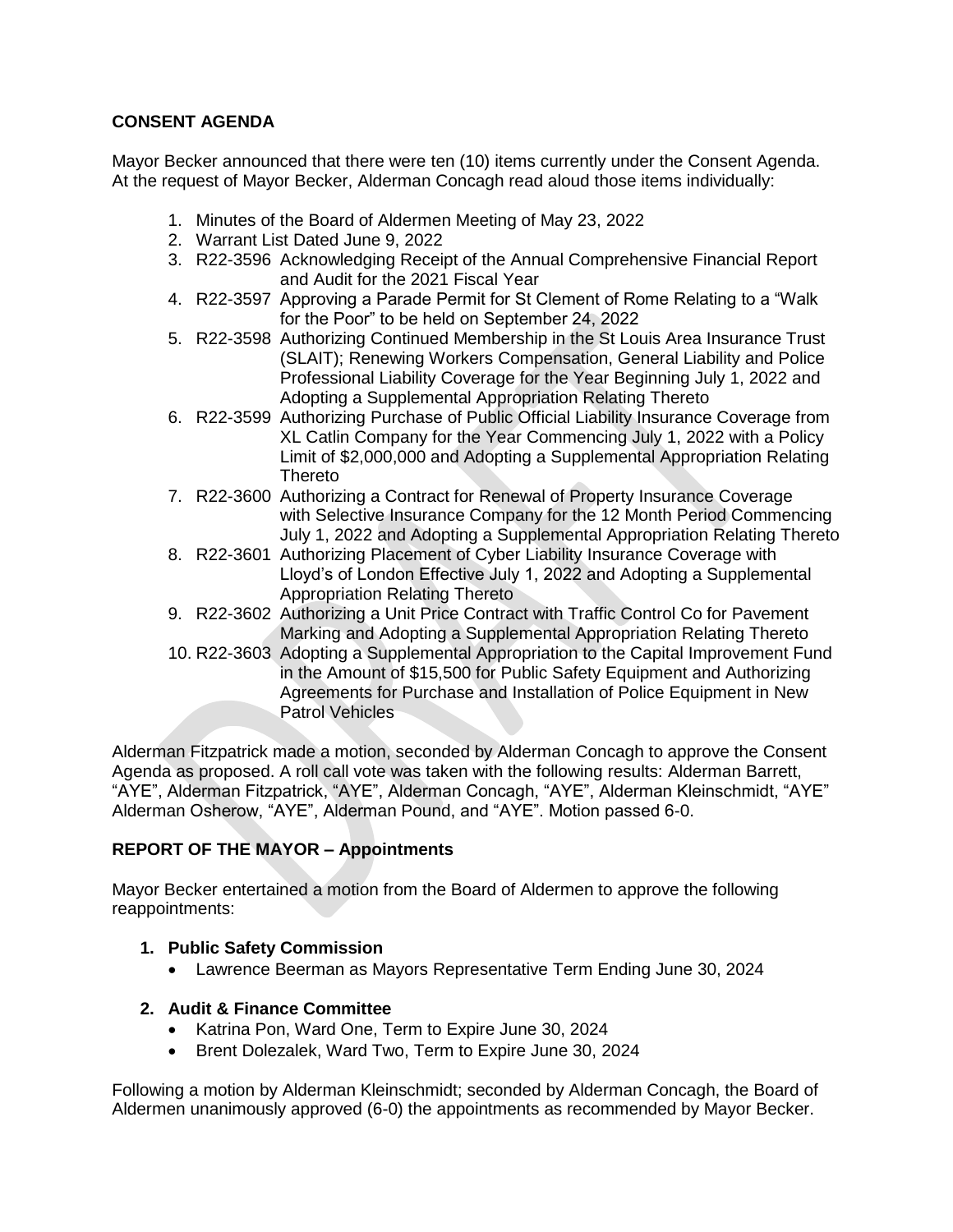**CONSENT AGENDA**

Mayor Becker announced that there were ten (10) items currently under the Consent Agenda. At the request of Mayor Becker, Alderman Concagh read aloud those items individually:

1. Minutes of the Board of Aldermen Meeting of May 23, 2022
2. Warrant List Dated June 9, 2022
3. R22-3596 Acknowledging Receipt of the Annual Comprehensive Financial Report and Audit for the 2021 Fiscal Year
4. R22-3597 Approving a Parade Permit for St Clement of Rome Relating to a "Walk for the Poor" to be held on September 24, 2022
5. R22-3598 Authorizing Continued Membership in the St Louis Area Insurance Trust (SLAIT); Renewing Workers Compensation, General Liability and Police Professional Liability Coverage for the Year Beginning July 1, 2022 and Adopting a Supplemental Appropriation Relating Thereto
6. R22-3599 Authorizing Purchase of Public Official Liability Insurance Coverage from XL Catlin Company for the Year Commencing July 1, 2022 with a Policy Limit of $2,000,000 and Adopting a Supplemental Appropriation Relating Thereto
7. R22-3600 Authorizing a Contract for Renewal of Property Insurance Coverage with Selective Insurance Company for the 12 Month Period Commencing July 1, 2022 and Adopting a Supplemental Appropriation Relating Thereto
8. R22-3601 Authorizing Placement of Cyber Liability Insurance Coverage with Lloyd's of London Effective July 1, 2022 and Adopting a Supplemental Appropriation Relating Thereto
9. R22-3602 Authorizing a Unit Price Contract with Traffic Control Co for Pavement Marking and Adopting a Supplemental Appropriation Relating Thereto
10. R22-3603 Adopting a Supplemental Appropriation to the Capital Improvement Fund in the Amount of $15,500 for Public Safety Equipment and Authorizing Agreements for Purchase and Installation of Police Equipment in New Patrol Vehicles

Alderman Fitzpatrick made a motion, seconded by Alderman Concagh to approve the Consent Agenda as proposed. A roll call vote was taken with the following results: Alderman Barrett, "AYE", Alderman Fitzpatrick, "AYE", Alderman Concagh, "AYE", Alderman Kleinschmidt, "AYE" Alderman Osherow, "AYE", Alderman Pound, and "AYE". Motion passed 6-0.

**REPORT OF THE MAYOR – Appointments**

Mayor Becker entertained a motion from the Board of Aldermen to approve the following reappointments:

1. **Public Safety Commission**
   - Lawrence Beerman as Mayors Representative Term Ending June 30, 2024

2. **Audit & Finance Committee**
   - Katrina Pon, Ward One, Term to Expire June 30, 2024
   - Brent Dolezalek, Ward Two, Term to Expire June 30, 2024

Following a motion by Alderman Kleinschmidt; seconded by Alderman Concagh, the Board of Aldermen unanimously approved (6-0) the appointments as recommended by Mayor Becker.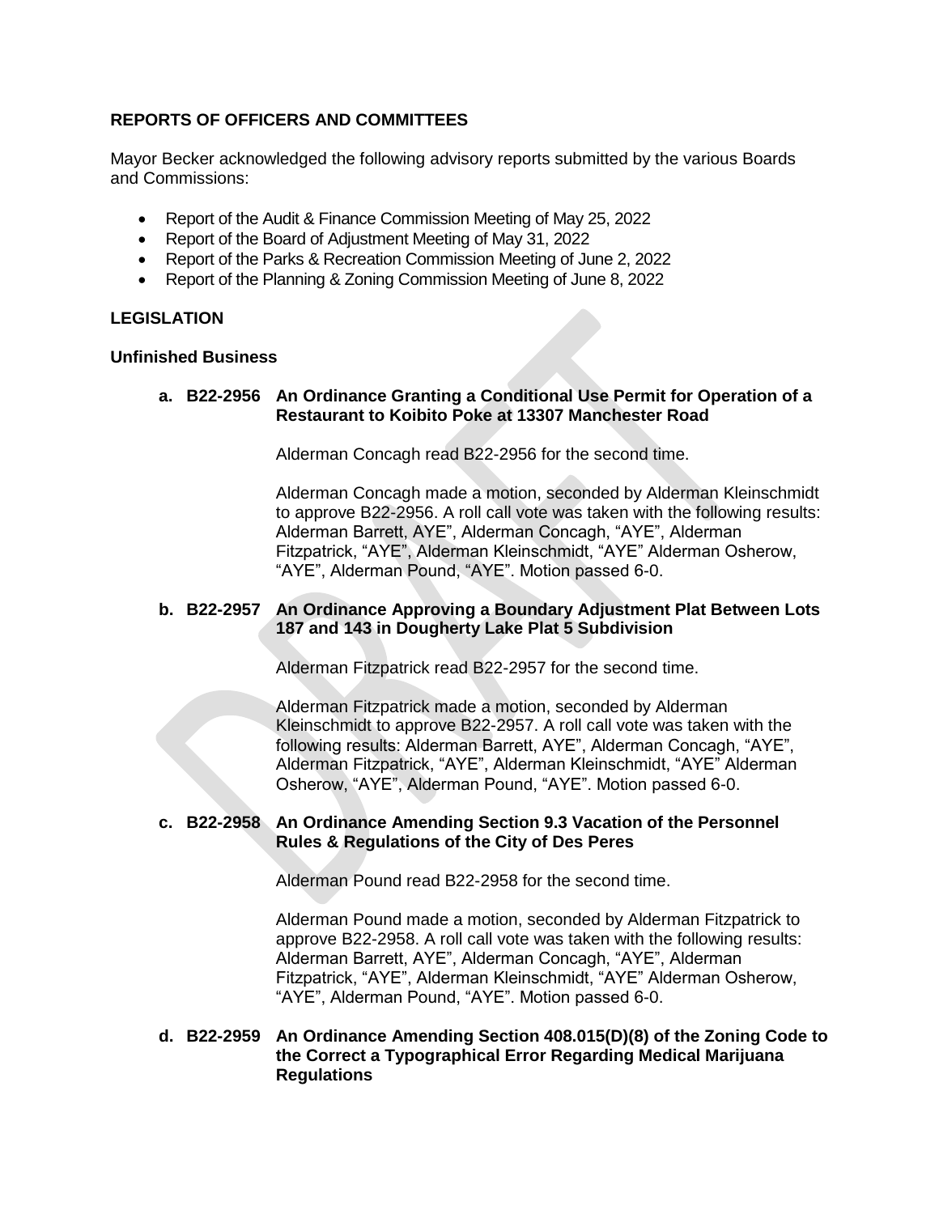## REPORTS OF OFFICERS AND COMMITTEES

Mayor Becker acknowledged the following advisory reports submitted by the various Boards and Commissions:

- Report of the Audit & Finance Commission Meeting of May 25, 2022
- Report of the Board of Adjustment Meeting of May 31, 2022
- Report of the Parks & Recreation Commission Meeting of June 2, 2022
- Report of the Planning & Zoning Commission Meeting of June 8, 2022

## LEGISLATION

### Unfinished Business

**a. B22-2956 An Ordinance Granting a Conditional Use Permit for Operation of a Restaurant to Koibito Poke at 13307 Manchester Road**

Alderman Concagh read B22-2956 for the second time.

Alderman Concagh made a motion, seconded by Alderman Kleinschmidt to approve B22-2956. A roll call vote was taken with the following results: Alderman Barrett, AYE", Alderman Concagh, "AYE", Alderman Fitzpatrick, "AYE", Alderman Kleinschmidt, "AYE" Alderman Osherow, "AYE", Alderman Pound, "AYE". Motion passed 6-0.

**b. B22-2957 An Ordinance Approving a Boundary Adjustment Plat Between Lots 187 and 143 in Dougherty Lake Plat 5 Subdivision**

Alderman Fitzpatrick read B22-2957 for the second time.

Alderman Fitzpatrick made a motion, seconded by Alderman Kleinschmidt to approve B22-2957. A roll call vote was taken with the following results: Alderman Barrett, AYE", Alderman Concagh, "AYE", Alderman Fitzpatrick, "AYE", Alderman Kleinschmidt, "AYE" Alderman Osherow, "AYE", Alderman Pound, "AYE". Motion passed 6-0.

**c. B22-2958 An Ordinance Amending Section 9.3 Vacation of the Personnel Rules & Regulations of the City of Des Peres**

Alderman Pound read B22-2958 for the second time.

Alderman Pound made a motion, seconded by Alderman Fitzpatrick to approve B22-2958. A roll call vote was taken with the following results: Alderman Barrett, AYE", Alderman Concagh, "AYE", Alderman Fitzpatrick, "AYE", Alderman Kleinschmidt, "AYE" Alderman Osherow, "AYE", Alderman Pound, "AYE". Motion passed 6-0.

**d. B22-2959 An Ordinance Amending Section 408.015(D)(8) of the Zoning Code to the Correct a Typographical Error Regarding Medical Marijuana Regulations**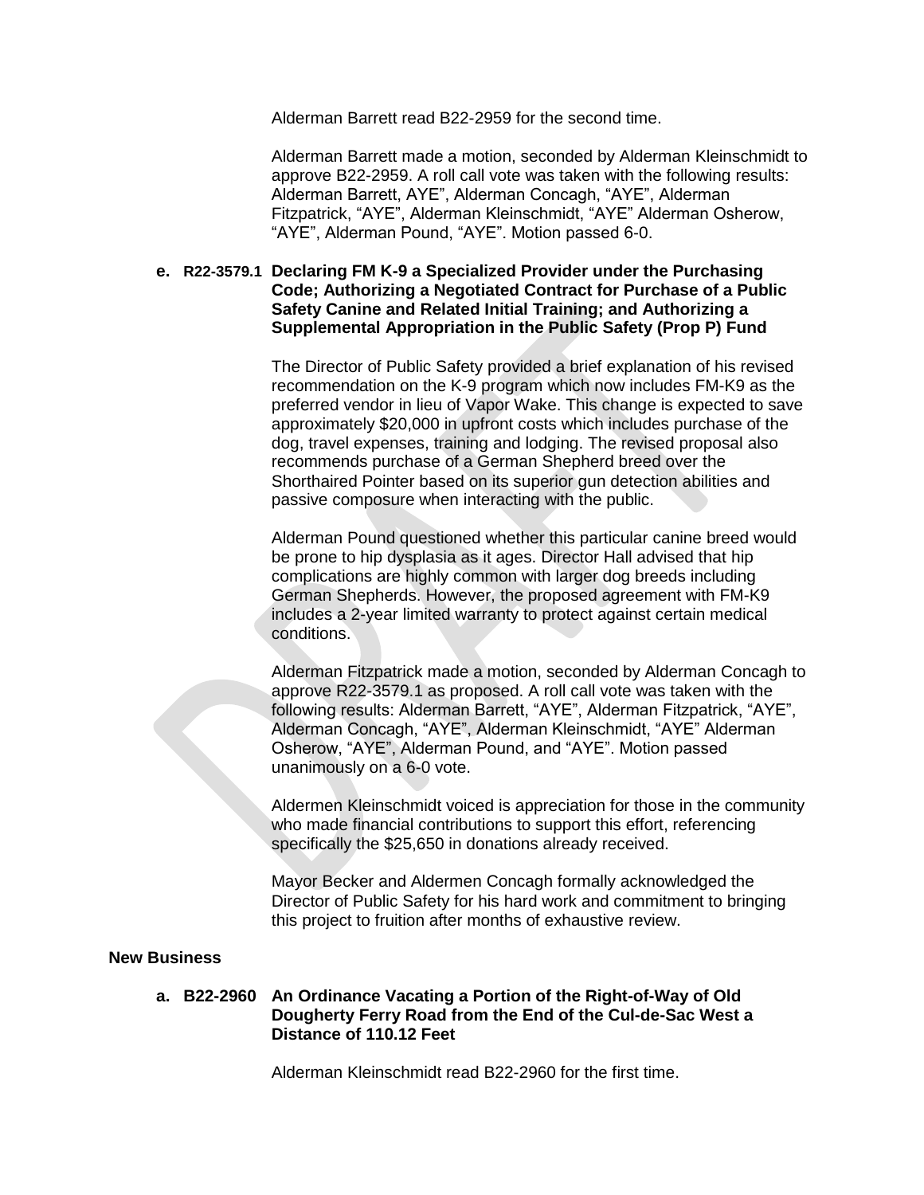Alderman Barrett read B22-2959 for the second time.

Alderman Barrett made a motion, seconded by Alderman Kleinschmidt to approve B22-2959. A roll call vote was taken with the following results: Alderman Barrett, AYE", Alderman Concagh, "AYE", Alderman Fitzpatrick, "AYE", Alderman Kleinschmidt, "AYE" Alderman Osherow, "AYE", Alderman Pound, "AYE". Motion passed 6-0.

**e. R22-3579.1 Declaring FM K-9 a Specialized Provider under the Purchasing Code; Authorizing a Negotiated Contract for Purchase of a Public Safety Canine and Related Initial Training; and Authorizing a Supplemental Appropriation in the Public Safety (Prop P) Fund**

The Director of Public Safety provided a brief explanation of his revised recommendation on the K-9 program which now includes FM-K9 as the preferred vendor in lieu of Vapor Wake. This change is expected to save approximately $20,000 in upfront costs which includes purchase of the dog, travel expenses, training and lodging. The revised proposal also recommends purchase of a German Shepherd breed over the Shorthaired Pointer based on its superior gun detection abilities and passive composure when interacting with the public.

Alderman Pound questioned whether this particular canine breed would be prone to hip dysplasia as it ages. Director Hall advised that hip complications are highly common with larger dog breeds including German Shepherds. However, the proposed agreement with FM-K9 includes a 2-year limited warranty to protect against certain medical conditions.

Alderman Fitzpatrick made a motion, seconded by Alderman Concagh to approve R22-3579.1 as proposed. A roll call vote was taken with the following results: Alderman Barrett, "AYE", Alderman Fitzpatrick, "AYE", Alderman Concagh, "AYE", Alderman Kleinschmidt, "AYE" Alderman Osherow, "AYE", Alderman Pound, and "AYE". Motion passed unanimously on a 6-0 vote.

Aldermen Kleinschmidt voiced is appreciation for those in the community who made financial contributions to support this effort, referencing specifically the $25,650 in donations already received.

Mayor Becker and Aldermen Concagh formally acknowledged the Director of Public Safety for his hard work and commitment to bringing this project to fruition after months of exhaustive review.

**New Business**

**a. B22-2960 An Ordinance Vacating a Portion of the Right-of-Way of Old Dougherty Ferry Road from the End of the Cul-de-Sac West a Distance of 110.12 Feet**

Alderman Kleinschmidt read B22-2960 for the first time.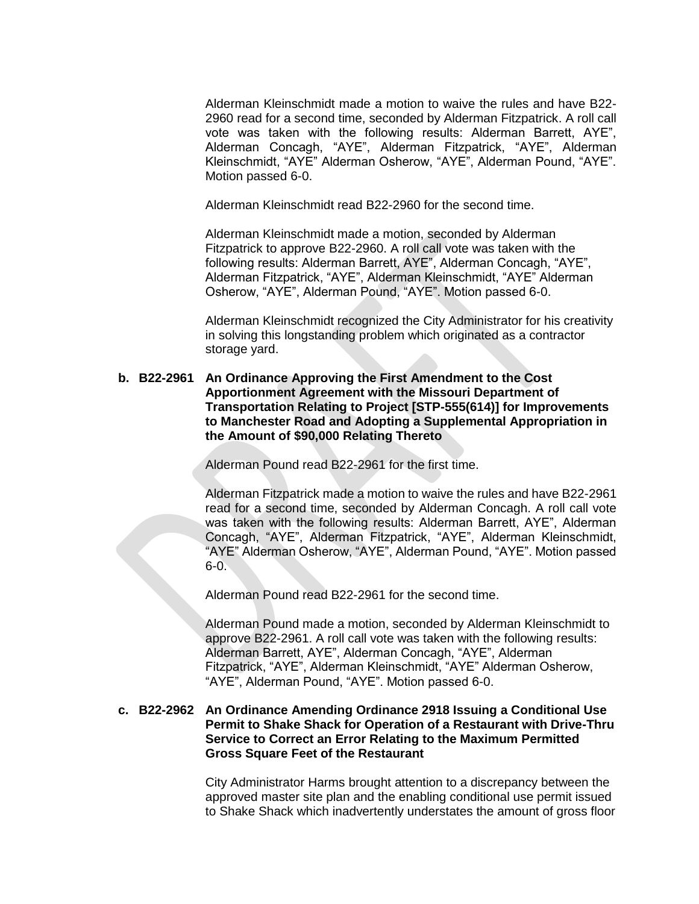Alderman Kleinschmidt made a motion to waive the rules and have B22-2960 read for a second time, seconded by Alderman Fitzpatrick. A roll call vote was taken with the following results: Alderman Barrett, AYE", Alderman Concagh, "AYE", Alderman Fitzpatrick, "AYE", Alderman Kleinschmidt, "AYE" Alderman Osherow, "AYE", Alderman Pound, "AYE". Motion passed 6-0.

Alderman Kleinschmidt read B22-2960 for the second time.

Alderman Kleinschmidt made a motion, seconded by Alderman Fitzpatrick to approve B22-2960. A roll call vote was taken with the following results: Alderman Barrett, AYE", Alderman Concagh, "AYE", Alderman Fitzpatrick, "AYE", Alderman Kleinschmidt, "AYE" Alderman Osherow, "AYE", Alderman Pound, "AYE". Motion passed 6-0.

Alderman Kleinschmidt recognized the City Administrator for his creativity in solving this longstanding problem which originated as a contractor storage yard.

**b. B22-2961 An Ordinance Approving the First Amendment to the Cost Apportionment Agreement with the Missouri Department of Transportation Relating to Project [STP-555(614)] for Improvements to Manchester Road and Adopting a Supplemental Appropriation in the Amount of $90,000 Relating Thereto**

Alderman Pound read B22-2961 for the first time.

Alderman Fitzpatrick made a motion to waive the rules and have B22-2961 read for a second time, seconded by Alderman Concagh. A roll call vote was taken with the following results: Alderman Barrett, AYE", Alderman Concagh, "AYE", Alderman Fitzpatrick, "AYE", Alderman Kleinschmidt, "AYE" Alderman Osherow, "AYE", Alderman Pound, "AYE". Motion passed 6-0.

Alderman Pound read B22-2961 for the second time.

Alderman Pound made a motion, seconded by Alderman Kleinschmidt to approve B22-2961. A roll call vote was taken with the following results: Alderman Barrett, AYE", Alderman Concagh, "AYE", Alderman Fitzpatrick, "AYE", Alderman Kleinschmidt, "AYE" Alderman Osherow, "AYE", Alderman Pound, "AYE". Motion passed 6-0.

**c. B22-2962 An Ordinance Amending Ordinance 2918 Issuing a Conditional Use Permit to Shake Shack for Operation of a Restaurant with Drive-Thru Service to Correct an Error Relating to the Maximum Permitted Gross Square Feet of the Restaurant**

City Administrator Harms brought attention to a discrepancy between the approved master site plan and the enabling conditional use permit issued to Shake Shack which inadvertently understates the amount of gross floor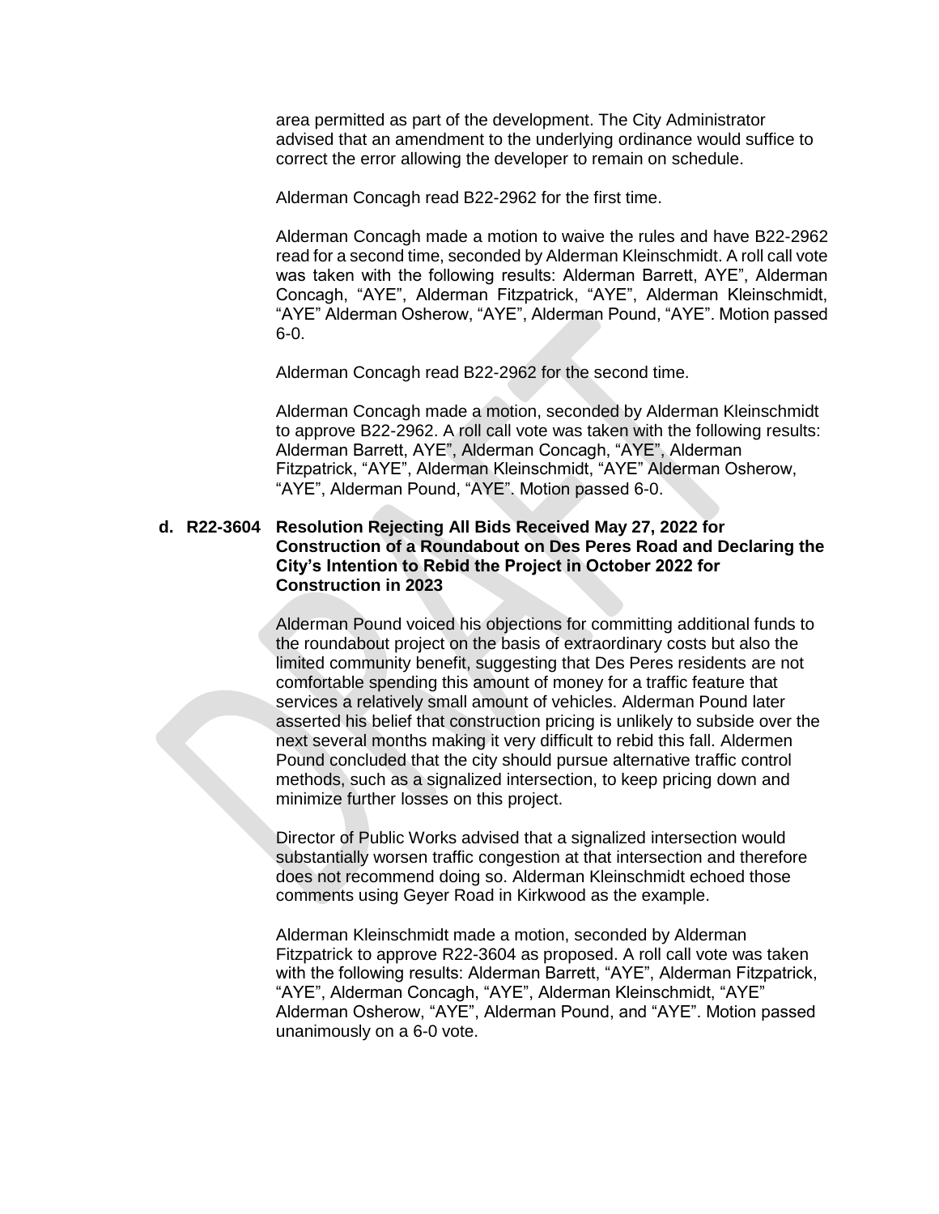area permitted as part of the development. The City Administrator advised that an amendment to the underlying ordinance would suffice to correct the error allowing the developer to remain on schedule.

Alderman Concagh read B22-2962 for the first time.

Alderman Concagh made a motion to waive the rules and have B22-2962 read for a second time, seconded by Alderman Kleinschmidt. A roll call vote was taken with the following results: Alderman Barrett, AYE", Alderman Concagh, "AYE", Alderman Fitzpatrick, "AYE", Alderman Kleinschmidt, "AYE" Alderman Osherow, "AYE", Alderman Pound, "AYE". Motion passed 6-0.

Alderman Concagh read B22-2962 for the second time.

Alderman Concagh made a motion, seconded by Alderman Kleinschmidt to approve B22-2962. A roll call vote was taken with the following results: Alderman Barrett, AYE", Alderman Concagh, "AYE", Alderman Fitzpatrick, "AYE", Alderman Kleinschmidt, "AYE" Alderman Osherow, "AYE", Alderman Pound, "AYE". Motion passed 6-0.

**d. R22-3604 Resolution Rejecting All Bids Received May 27, 2022 for Construction of a Roundabout on Des Peres Road and Declaring the City's Intention to Rebid the Project in October 2022 for Construction in 2023**

Alderman Pound voiced his objections for committing additional funds to the roundabout project on the basis of extraordinary costs but also the limited community benefit, suggesting that Des Peres residents are not comfortable spending this amount of money for a traffic feature that services a relatively small amount of vehicles. Alderman Pound later asserted his belief that construction pricing is unlikely to subside over the next several months making it very difficult to rebid this fall. Aldermen Pound concluded that the city should pursue alternative traffic control methods, such as a signalized intersection, to keep pricing down and minimize further losses on this project.

Director of Public Works advised that a signalized intersection would substantially worsen traffic congestion at that intersection and therefore does not recommend doing so. Alderman Kleinschmidt echoed those comments using Geyer Road in Kirkwood as the example.

Alderman Kleinschmidt made a motion, seconded by Alderman Fitzpatrick to approve R22-3604 as proposed. A roll call vote was taken with the following results: Alderman Barrett, "AYE", Alderman Fitzpatrick, "AYE", Alderman Concagh, "AYE", Alderman Kleinschmidt, "AYE" Alderman Osherow, "AYE", Alderman Pound, and "AYE". Motion passed unanimously on a 6-0 vote.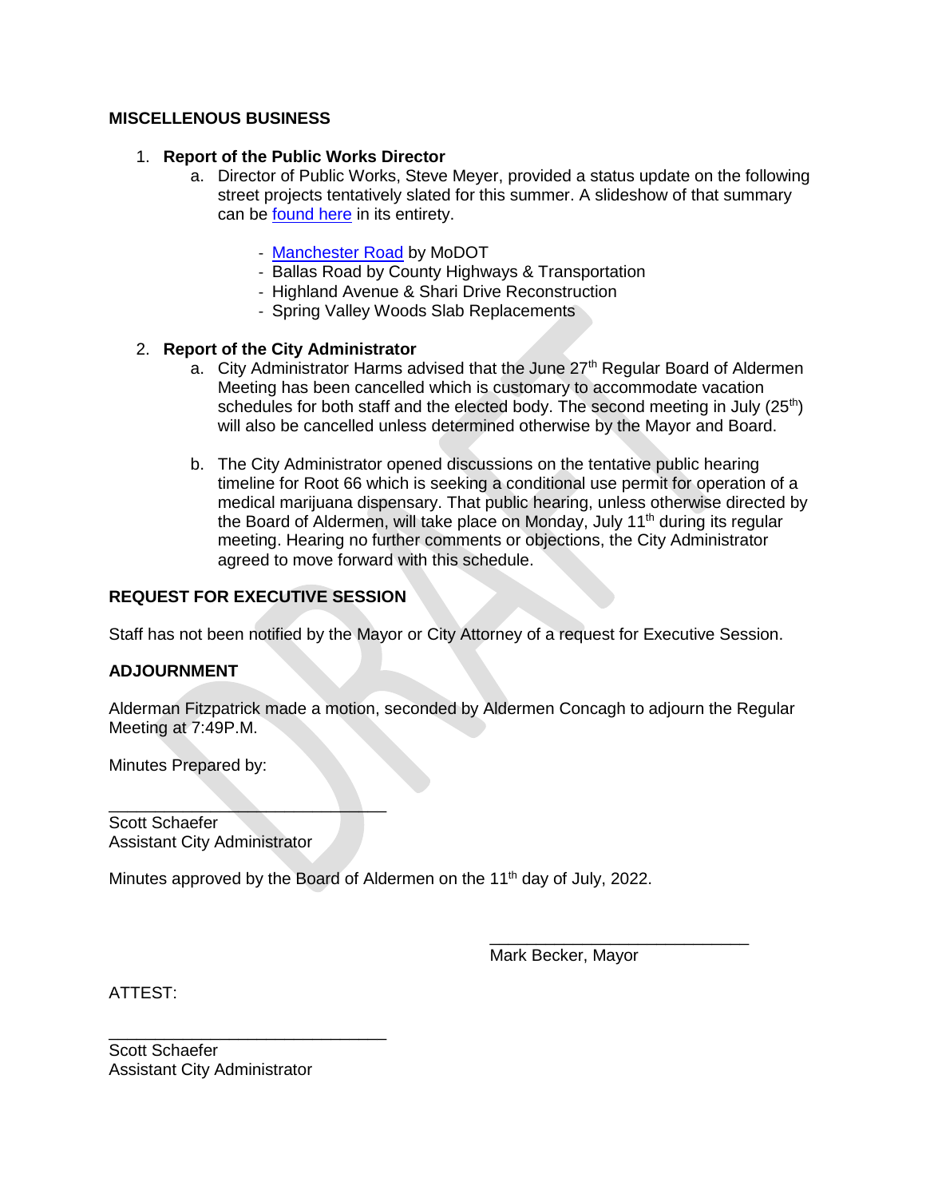## MISCELLENOUS BUSINESS

1. **Report of the Public Works Director**
   a. Director of Public Works, Steve Meyer, provided a status update on the following street projects tentatively slated for this summer. A slideshow of that summary can be found here in its entirety.

      - Manchester Road by MoDOT
      - Ballas Road by County Highways & Transportation
      - Highland Avenue & Shari Drive Reconstruction
      - Spring Valley Woods Slab Replacements

2. **Report of the City Administrator**
   a. City Administrator Harms advised that the June 27th Regular Board of Aldermen Meeting has been cancelled which is customary to accommodate vacation schedules for both staff and the elected body. The second meeting in July (25th) will also be cancelled unless determined otherwise by the Mayor and Board.

   b. The City Administrator opened discussions on the tentative public hearing timeline for Root 66 which is seeking a conditional use permit for operation of a medical marijuana dispensary. That public hearing, unless otherwise directed by the Board of Aldermen, will take place on Monday, July 11th during its regular meeting. Hearing no further comments or objections, the City Administrator agreed to move forward with this schedule.

## REQUEST FOR EXECUTIVE SESSION

Staff has not been notified by the Mayor or City Attorney of a request for Executive Session.

## ADJOURNMENT

Alderman Fitzpatrick made a motion, seconded by Aldermen Concagh to adjourn the Regular Meeting at 7:49P.M.

Minutes Prepared by:

______________________________
Scott Schaefer
Assistant City Administrator

Minutes approved by the Board of Aldermen on the 11th day of July, 2022.

______________________________
Mark Becker, Mayor

ATTEST:

______________________________
Scott Schaefer
Assistant City Administrator